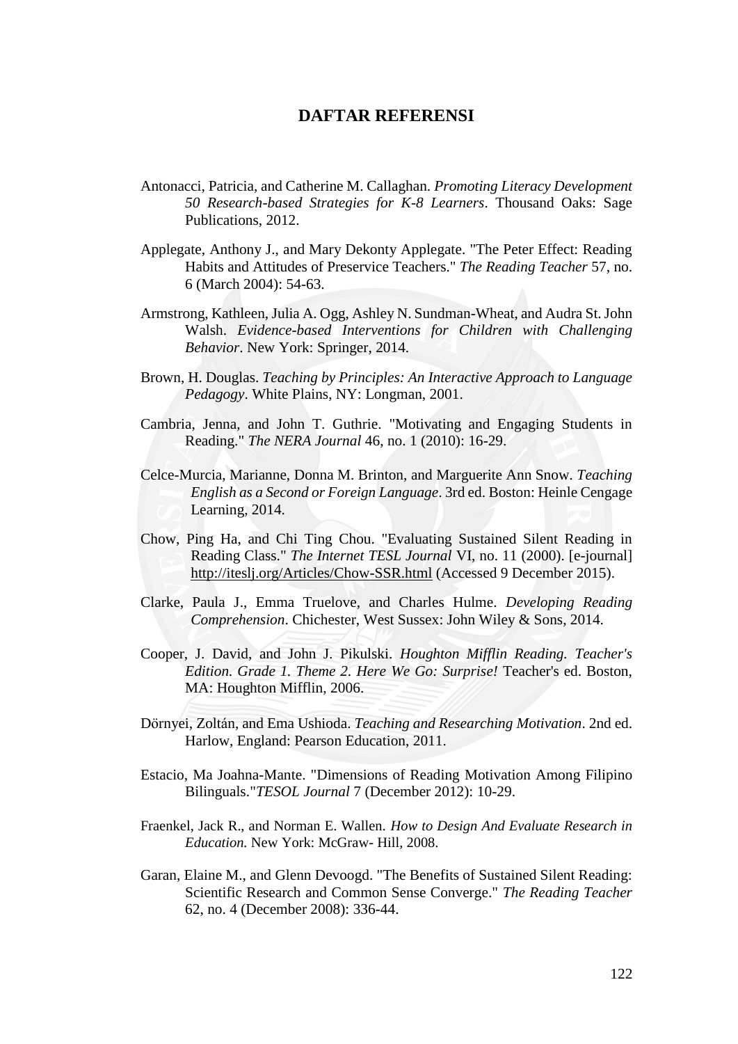# DAFTAR REFERENSI

Antonacci, Patricia, and Catherine M. Callaghan. *Promoting Literacy Development 50 Research-based Strategies for K-8 Learners*. Thousand Oaks: Sage Publications, 2012.

Applegate, Anthony J., and Mary Dekonty Applegate. "The Peter Effect: Reading Habits and Attitudes of Preservice Teachers." *The Reading Teacher* 57, no. 6 (March 2004): 54-63.

Armstrong, Kathleen, Julia A. Ogg, Ashley N. Sundman-Wheat, and Audra St. John Walsh. *Evidence-based Interventions for Children with Challenging Behavior*. New York: Springer, 2014.

Brown, H. Douglas. *Teaching by Principles: An Interactive Approach to Language Pedagogy*. White Plains, NY: Longman, 2001.

Cambria, Jenna, and John T. Guthrie. "Motivating and Engaging Students in Reading." *The NERA Journal* 46, no. 1 (2010): 16-29.

Celce-Murcia, Marianne, Donna M. Brinton, and Marguerite Ann Snow. *Teaching English as a Second or Foreign Language*. 3rd ed. Boston: Heinle Cengage Learning, 2014.

Chow, Ping Ha, and Chi Ting Chou. "Evaluating Sustained Silent Reading in Reading Class." *The Internet TESL Journal* VI, no. 11 (2000). [e-journal] http://iteslj.org/Articles/Chow-SSR.html (Accessed 9 December 2015).

Clarke, Paula J., Emma Truelove, and Charles Hulme. *Developing Reading Comprehension*. Chichester, West Sussex: John Wiley & Sons, 2014.

Cooper, J. David, and John J. Pikulski. *Houghton Mifflin Reading. Teacher's Edition. Grade 1. Theme 2. Here We Go: Surprise!* Teacher's ed. Boston, MA: Houghton Mifflin, 2006.

Dörnyei, Zoltán, and Ema Ushioda. *Teaching and Researching Motivation*. 2nd ed. Harlow, England: Pearson Education, 2011.

Estacio, Ma Joahna-Mante. "Dimensions of Reading Motivation Among Filipino Bilinguals."*TESOL Journal* 7 (December 2012): 10-29.

Fraenkel, Jack R., and Norman E. Wallen. *How to Design And Evaluate Research in Education.* New York: McGraw- Hill, 2008.

Garan, Elaine M., and Glenn Devoogd. "The Benefits of Sustained Silent Reading: Scientific Research and Common Sense Converge." *The Reading Teacher* 62, no. 4 (December 2008): 336-44.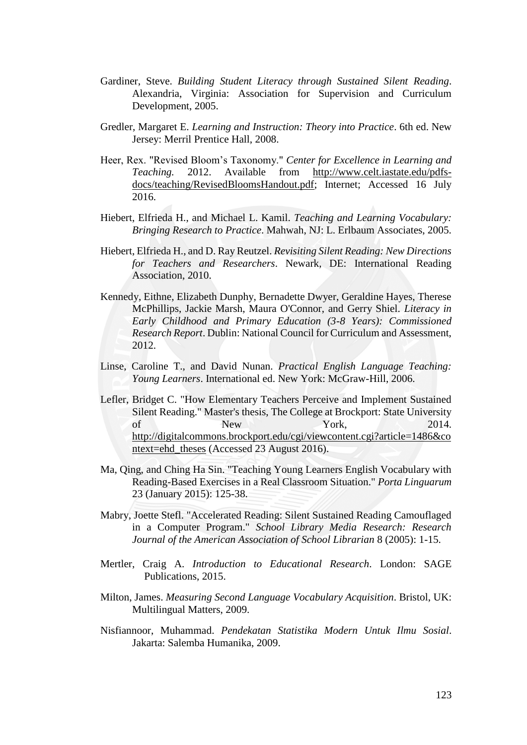Gardiner, Steve. *Building Student Literacy through Sustained Silent Reading*. Alexandria, Virginia: Association for Supervision and Curriculum Development, 2005.

Gredler, Margaret E. *Learning and Instruction: Theory into Practice*. 6th ed. New Jersey: Merril Prentice Hall, 2008.

Heer, Rex. "Revised Bloom's Taxonomy." *Center for Excellence in Learning and Teaching.* 2012. Available from http://www.celt.iastate.edu/pdfs-docs/teaching/RevisedBloomsHandout.pdf; Internet; Accessed 16 July 2016.

Hiebert, Elfrieda H., and Michael L. Kamil. *Teaching and Learning Vocabulary: Bringing Research to Practice*. Mahwah, NJ: L. Erlbaum Associates, 2005.

Hiebert, Elfrieda H., and D. Ray Reutzel. *Revisiting Silent Reading: New Directions for Teachers and Researchers*. Newark, DE: International Reading Association, 2010.

Kennedy, Eithne, Elizabeth Dunphy, Bernadette Dwyer, Geraldine Hayes, Therese McPhillips, Jackie Marsh, Maura O'Connor, and Gerry Shiel. *Literacy in Early Childhood and Primary Education (3-8 Years): Commissioned Research Report*. Dublin: National Council for Curriculum and Assessment, 2012.

Linse, Caroline T., and David Nunan. *Practical English Language Teaching: Young Learners*. International ed. New York: McGraw-Hill, 2006.

Lefler, Bridget C. "How Elementary Teachers Perceive and Implement Sustained Silent Reading." Master's thesis, The College at Brockport: State University of New York, 2014. http://digitalcommons.brockport.edu/cgi/viewcontent.cgi?article=1486&context=ehd_theses (Accessed 23 August 2016).

Ma, Qing, and Ching Ha Sin. "Teaching Young Learners English Vocabulary with Reading-Based Exercises in a Real Classroom Situation." *Porta Linguarum* 23 (January 2015): 125-38.

Mabry, Joette Stefl. "Accelerated Reading: Silent Sustained Reading Camouflaged in a Computer Program." *School Library Media Research: Research Journal of the American Association of School Librarian* 8 (2005): 1-15.

Mertler, Craig A. *Introduction to Educational Research*. London: SAGE Publications, 2015.

Milton, James. *Measuring Second Language Vocabulary Acquisition*. Bristol, UK: Multilingual Matters, 2009.

Nisfiannoor, Muhammad. *Pendekatan Statistika Modern Untuk Ilmu Sosial*. Jakarta: Salemba Humanika, 2009.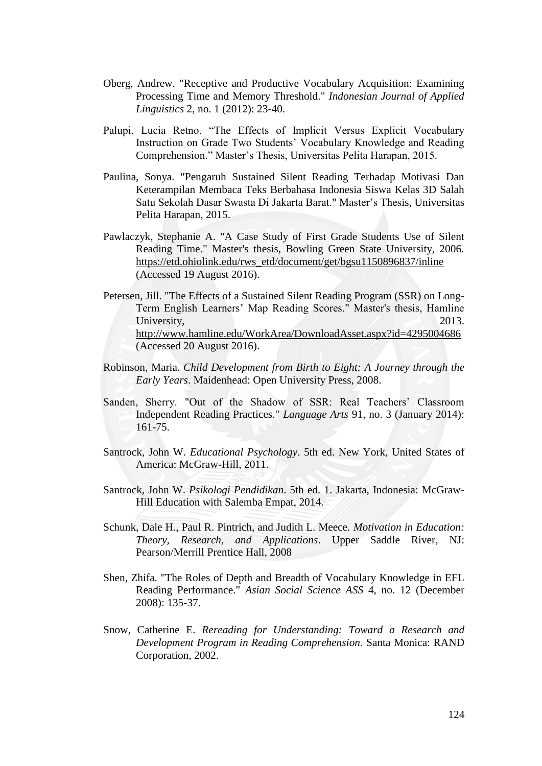Oberg, Andrew. "Receptive and Productive Vocabulary Acquisition: Examining Processing Time and Memory Threshold." *Indonesian Journal of Applied Linguistics* 2, no. 1 (2012): 23-40.

Palupi, Lucia Retno. "The Effects of Implicit Versus Explicit Vocabulary Instruction on Grade Two Students' Vocabulary Knowledge and Reading Comprehension." Master's Thesis, Universitas Pelita Harapan, 2015.

Paulina, Sonya. "Pengaruh Sustained Silent Reading Terhadap Motivasi Dan Keterampilan Membaca Teks Berbahasa Indonesia Siswa Kelas 3D Salah Satu Sekolah Dasar Swasta Di Jakarta Barat." Master's Thesis, Universitas Pelita Harapan, 2015.

Pawlaczyk, Stephanie A. "A Case Study of First Grade Students Use of Silent Reading Time." Master's thesis, Bowling Green State University, 2006. https://etd.ohiolink.edu/rws_etd/document/get/bgsu1150896837/inline (Accessed 19 August 2016).

Petersen, Jill. "The Effects of a Sustained Silent Reading Program (SSR) on Long-Term English Learners' Map Reading Scores." Master's thesis, Hamline University, 2013. http://www.hamline.edu/WorkArea/DownloadAsset.aspx?id=4295004686 (Accessed 20 August 2016).

Robinson, Maria. *Child Development from Birth to Eight: A Journey through the Early Years*. Maidenhead: Open University Press, 2008.

Sanden, Sherry. "Out of the Shadow of SSR: Real Teachers' Classroom Independent Reading Practices." *Language Arts* 91, no. 3 (January 2014): 161-75.

Santrock, John W. *Educational Psychology*. 5th ed. New York, United States of America: McGraw-Hill, 2011.

Santrock, John W. *Psikologi Pendidikan*. 5th ed. 1. Jakarta, Indonesia: McGraw-Hill Education with Salemba Empat, 2014.

Schunk, Dale H., Paul R. Pintrich, and Judith L. Meece. *Motivation in Education: Theory, Research, and Applications*. Upper Saddle River, NJ: Pearson/Merrill Prentice Hall, 2008

Shen, Zhifa. "The Roles of Depth and Breadth of Vocabulary Knowledge in EFL Reading Performance." *Asian Social Science ASS* 4, no. 12 (December 2008): 135-37.

Snow, Catherine E. *Rereading for Understanding: Toward a Research and Development Program in Reading Comprehension*. Santa Monica: RAND Corporation, 2002.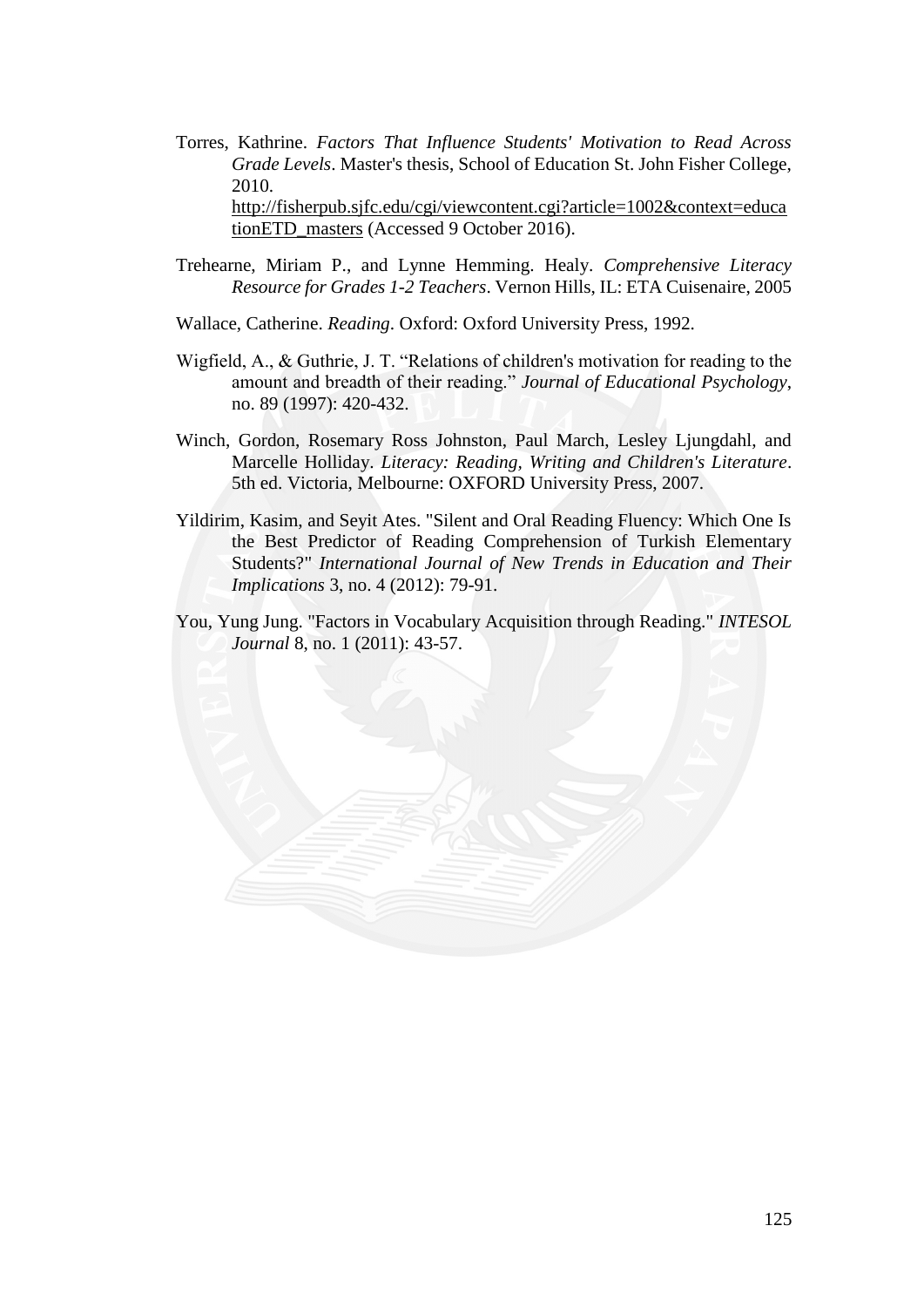Torres, Kathrine. *Factors That Influence Students' Motivation to Read Across Grade Levels*. Master's thesis, School of Education St. John Fisher College, 2010. http://fisherpub.sjfc.edu/cgi/viewcontent.cgi?article=1002&context=educationETD_masters (Accessed 9 October 2016).

Trehearne, Miriam P., and Lynne Hemming. Healy. *Comprehensive Literacy Resource for Grades 1-2 Teachers*. Vernon Hills, IL: ETA Cuisenaire, 2005

Wallace, Catherine. *Reading*. Oxford: Oxford University Press, 1992.

Wigfield, A., & Guthrie, J. T. "Relations of children's motivation for reading to the amount and breadth of their reading." *Journal of Educational Psychology*, no. 89 (1997): 420-432.

Winch, Gordon, Rosemary Ross Johnston, Paul March, Lesley Ljungdahl, and Marcelle Holliday. *Literacy: Reading, Writing and Children's Literature*. 5th ed. Victoria, Melbourne: OXFORD University Press, 2007.

Yildirim, Kasim, and Seyit Ates. "Silent and Oral Reading Fluency: Which One Is the Best Predictor of Reading Comprehension of Turkish Elementary Students?" *International Journal of New Trends in Education and Their Implications* 3, no. 4 (2012): 79-91.

You, Yung Jung. "Factors in Vocabulary Acquisition through Reading." *INTESOL Journal* 8, no. 1 (2011): 43-57.